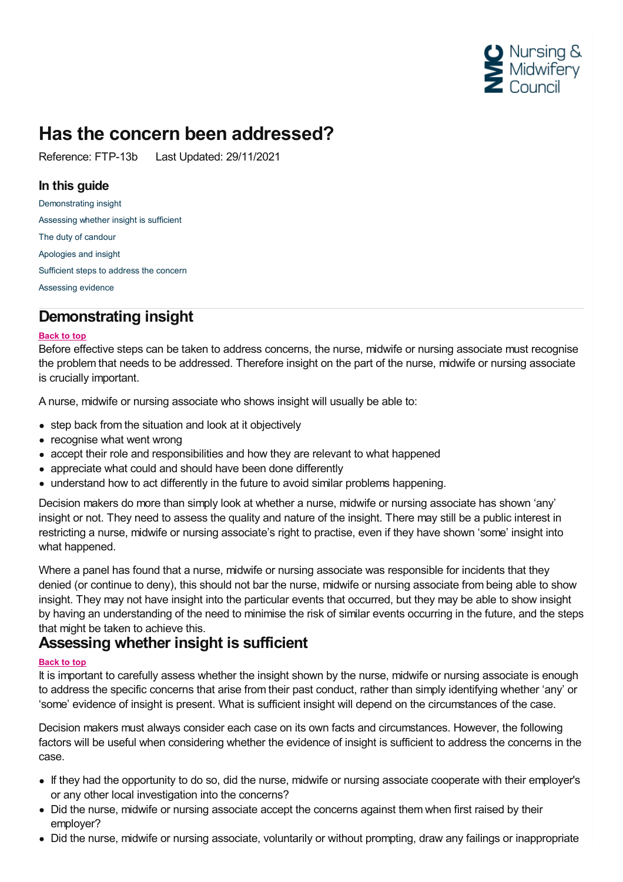# Has the concern been addressed?

Reference: FTP-13b  Last Updated: 29/11/2021

### In this guide

Demonstrating insight
Assessing whether insight is sufficient
The duty of candour
Apologies and insight
Sufficient steps to address the concern
Assessing evidence

## Demonstrating insight

**Back to top**

Before effective steps can be taken to address concerns, the nurse, midwife or nursing associate must recognise the problem that needs to be addressed. Therefore insight on the part of the nurse, midwife or nursing associate is crucially important.

A nurse, midwife or nursing associate who shows insight will usually be able to:

- step back from the situation and look at it objectively
- recognise what went wrong
- accept their role and responsibilities and how they are relevant to what happened
- appreciate what could and should have been done differently
- understand how to act differently in the future to avoid similar problems happening.

Decision makers do more than simply look at whether a nurse, midwife or nursing associate has shown 'any' insight or not. They need to assess the quality and nature of the insight. There may still be a public interest in restricting a nurse, midwife or nursing associate's right to practise, even if they have shown 'some' insight into what happened.

Where a panel has found that a nurse, midwife or nursing associate was responsible for incidents that they denied (or continue to deny), this should not bar the nurse, midwife or nursing associate from being able to show insight. They may not have insight into the particular events that occurred, but they may be able to show insight by having an understanding of the need to minimise the risk of similar events occurring in the future, and the steps that might be taken to achieve this.

## Assessing whether insight is sufficient

**Back to top**

It is important to carefully assess whether the insight shown by the nurse, midwife or nursing associate is enough to address the specific concerns that arise from their past conduct, rather than simply identifying whether 'any' or 'some' evidence of insight is present. What is sufficient insight will depend on the circumstances of the case.

Decision makers must always consider each case on its own facts and circumstances. However, the following factors will be useful when considering whether the evidence of insight is sufficient to address the concerns in the case.

- If they had the opportunity to do so, did the nurse, midwife or nursing associate cooperate with their employer's or any other local investigation into the concerns?
- Did the nurse, midwife or nursing associate accept the concerns against them when first raised by their employer?
- Did the nurse, midwife or nursing associate, voluntarily or without prompting, draw any failings or inappropriate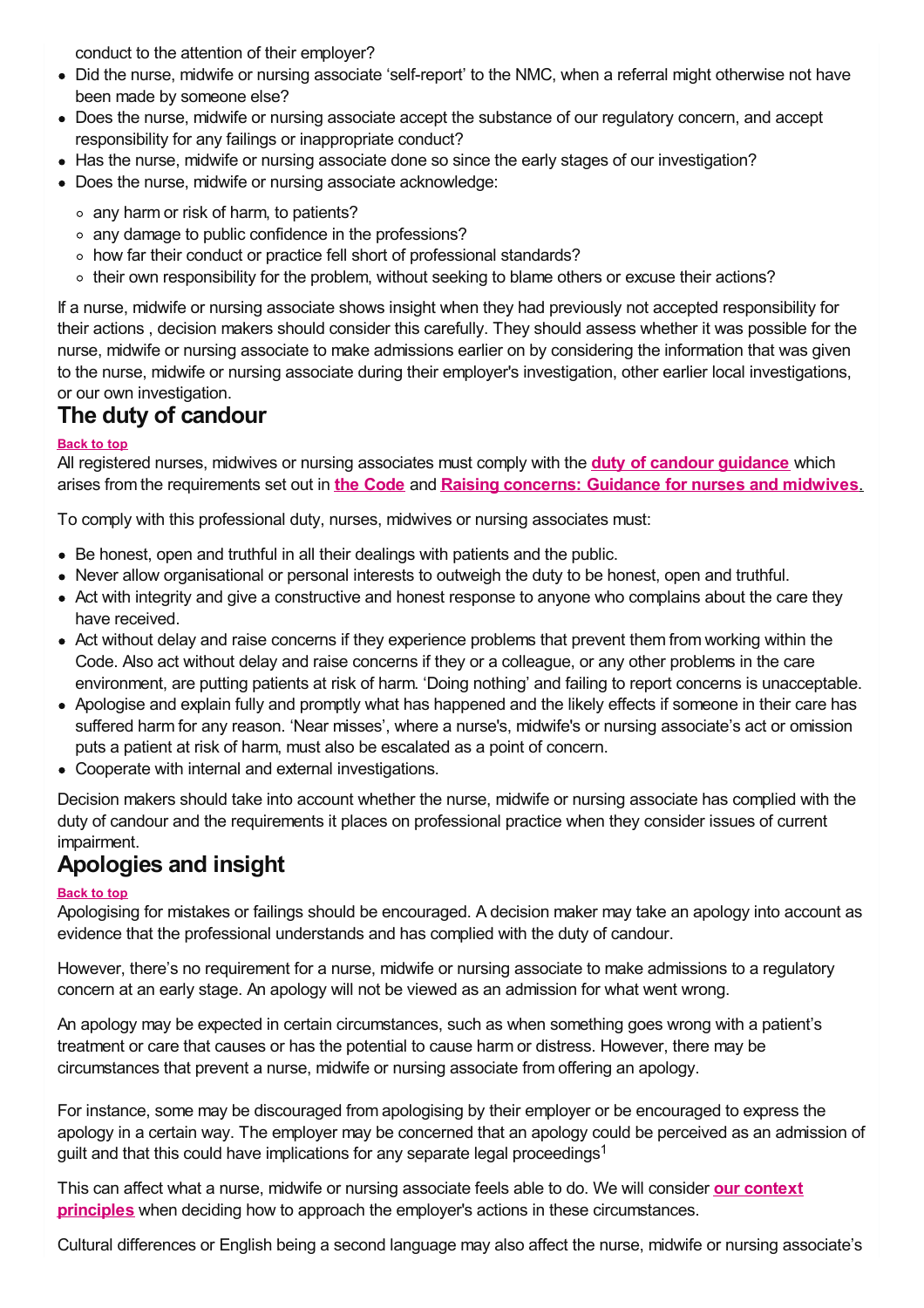conduct to the attention of their employer?

- Did the nurse, midwife or nursing associate 'self-report' to the NMC, when a referral might otherwise not have been made by someone else?
- Does the nurse, midwife or nursing associate accept the substance of our regulatory concern, and accept responsibility for any failings or inappropriate conduct?
- Has the nurse, midwife or nursing associate done so since the early stages of our investigation?
- Does the nurse, midwife or nursing associate acknowledge:
  - any harm or risk of harm, to patients?
  - any damage to public confidence in the professions?
  - how far their conduct or practice fell short of professional standards?
  - their own responsibility for the problem, without seeking to blame others or excuse their actions?

If a nurse, midwife or nursing associate shows insight when they had previously not accepted responsibility for their actions , decision makers should consider this carefully. They should assess whether it was possible for the nurse, midwife or nursing associate to make admissions earlier on by considering the information that was given to the nurse, midwife or nursing associate during their employer's investigation, other earlier local investigations, or our own investigation.

## The duty of candour

**Back to top**

All registered nurses, midwives or nursing associates must comply with the **duty of candour guidance** which arises from the requirements set out in **the Code** and **Raising concerns: Guidance for nurses and midwives**.

To comply with this professional duty, nurses, midwives or nursing associates must:

- Be honest, open and truthful in all their dealings with patients and the public.
- Never allow organisational or personal interests to outweigh the duty to be honest, open and truthful.
- Act with integrity and give a constructive and honest response to anyone who complains about the care they have received.
- Act without delay and raise concerns if they experience problems that prevent them from working within the Code. Also act without delay and raise concerns if they or a colleague, or any other problems in the care environment, are putting patients at risk of harm. 'Doing nothing' and failing to report concerns is unacceptable.
- Apologise and explain fully and promptly what has happened and the likely effects if someone in their care has suffered harm for any reason. 'Near misses', where a nurse's, midwife's or nursing associate's act or omission puts a patient at risk of harm, must also be escalated as a point of concern.
- Cooperate with internal and external investigations.

Decision makers should take into account whether the nurse, midwife or nursing associate has complied with the duty of candour and the requirements it places on professional practice when they consider issues of current impairment.

## Apologies and insight

**Back to top**

Apologising for mistakes or failings should be encouraged. A decision maker may take an apology into account as evidence that the professional understands and has complied with the duty of candour.

However, there's no requirement for a nurse, midwife or nursing associate to make admissions to a regulatory concern at an early stage. An apology will not be viewed as an admission for what went wrong.

An apology may be expected in certain circumstances, such as when something goes wrong with a patient's treatment or care that causes or has the potential to cause harm or distress. However, there may be circumstances that prevent a nurse, midwife or nursing associate from offering an apology.

For instance, some may be discouraged from apologising by their employer or be encouraged to express the apology in a certain way. The employer may be concerned that an apology could be perceived as an admission of guilt and that this could have implications for any separate legal proceedings[1]

This can affect what a nurse, midwife or nursing associate feels able to do. We will consider **our context principles** when deciding how to approach the employer's actions in these circumstances.

Cultural differences or English being a second language may also affect the nurse, midwife or nursing associate's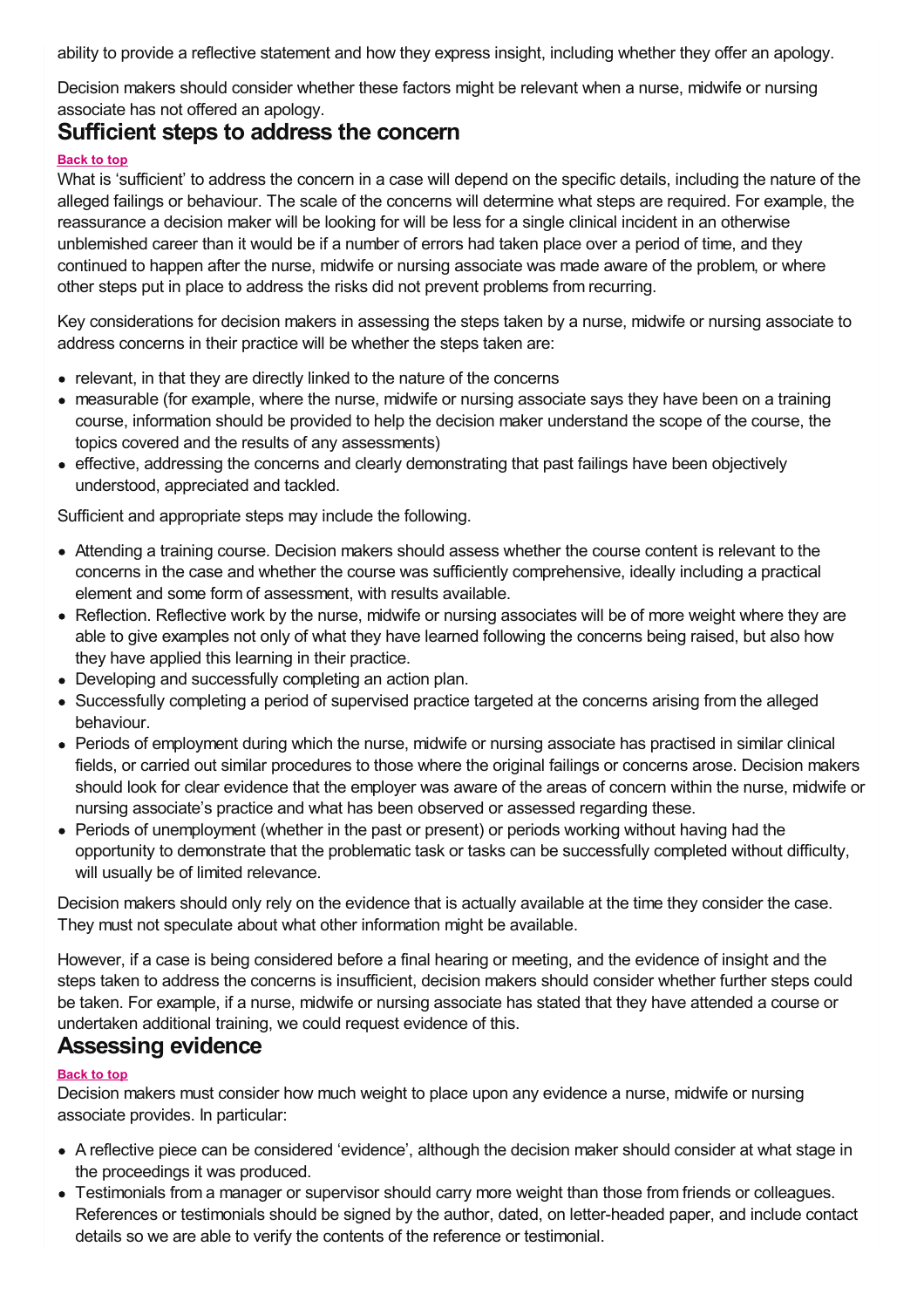ability to provide a reflective statement and how they express insight, including whether they offer an apology.

Decision makers should consider whether these factors might be relevant when a nurse, midwife or nursing associate has not offered an apology.

## Sufficient steps to address the concern

Back to top

What is 'sufficient' to address the concern in a case will depend on the specific details, including the nature of the alleged failings or behaviour. The scale of the concerns will determine what steps are required. For example, the reassurance a decision maker will be looking for will be less for a single clinical incident in an otherwise unblemished career than it would be if a number of errors had taken place over a period of time, and they continued to happen after the nurse, midwife or nursing associate was made aware of the problem, or where other steps put in place to address the risks did not prevent problems from recurring.

Key considerations for decision makers in assessing the steps taken by a nurse, midwife or nursing associate to address concerns in their practice will be whether the steps taken are:

- relevant, in that they are directly linked to the nature of the concerns
- measurable (for example, where the nurse, midwife or nursing associate says they have been on a training course, information should be provided to help the decision maker understand the scope of the course, the topics covered and the results of any assessments)
- effective, addressing the concerns and clearly demonstrating that past failings have been objectively understood, appreciated and tackled.

Sufficient and appropriate steps may include the following.

- Attending a training course. Decision makers should assess whether the course content is relevant to the concerns in the case and whether the course was sufficiently comprehensive, ideally including a practical element and some form of assessment, with results available.
- Reflection. Reflective work by the nurse, midwife or nursing associates will be of more weight where they are able to give examples not only of what they have learned following the concerns being raised, but also how they have applied this learning in their practice.
- Developing and successfully completing an action plan.
- Successfully completing a period of supervised practice targeted at the concerns arising from the alleged behaviour.
- Periods of employment during which the nurse, midwife or nursing associate has practised in similar clinical fields, or carried out similar procedures to those where the original failings or concerns arose. Decision makers should look for clear evidence that the employer was aware of the areas of concern within the nurse, midwife or nursing associate's practice and what has been observed or assessed regarding these.
- Periods of unemployment (whether in the past or present) or periods working without having had the opportunity to demonstrate that the problematic task or tasks can be successfully completed without difficulty, will usually be of limited relevance.

Decision makers should only rely on the evidence that is actually available at the time they consider the case. They must not speculate about what other information might be available.

However, if a case is being considered before a final hearing or meeting, and the evidence of insight and the steps taken to address the concerns is insufficient, decision makers should consider whether further steps could be taken. For example, if a nurse, midwife or nursing associate has stated that they have attended a course or undertaken additional training, we could request evidence of this.

## Assessing evidence

Back to top

Decision makers must consider how much weight to place upon any evidence a nurse, midwife or nursing associate provides. In particular:

- A reflective piece can be considered 'evidence', although the decision maker should consider at what stage in the proceedings it was produced.
- Testimonials from a manager or supervisor should carry more weight than those from friends or colleagues. References or testimonials should be signed by the author, dated, on letter-headed paper, and include contact details so we are able to verify the contents of the reference or testimonial.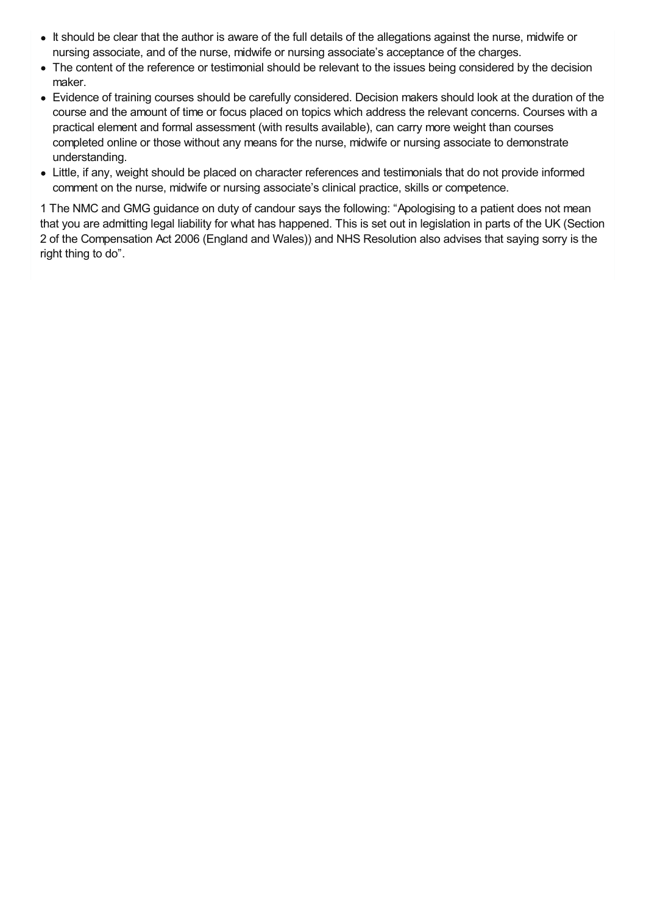- It should be clear that the author is aware of the full details of the allegations against the nurse, midwife or nursing associate, and of the nurse, midwife or nursing associate's acceptance of the charges.
- The content of the reference or testimonial should be relevant to the issues being considered by the decision maker.
- Evidence of training courses should be carefully considered. Decision makers should look at the duration of the course and the amount of time or focus placed on topics which address the relevant concerns. Courses with a practical element and formal assessment (with results available), can carry more weight than courses completed online or those without any means for the nurse, midwife or nursing associate to demonstrate understanding.
- Little, if any, weight should be placed on character references and testimonials that do not provide informed comment on the nurse, midwife or nursing associate's clinical practice, skills or competence.

1 The NMC and GMG guidance on duty of candour says the following: "Apologising to a patient does not mean that you are admitting legal liability for what has happened. This is set out in legislation in parts of the UK (Section 2 of the Compensation Act 2006 (England and Wales)) and NHS Resolution also advises that saying sorry is the right thing to do".